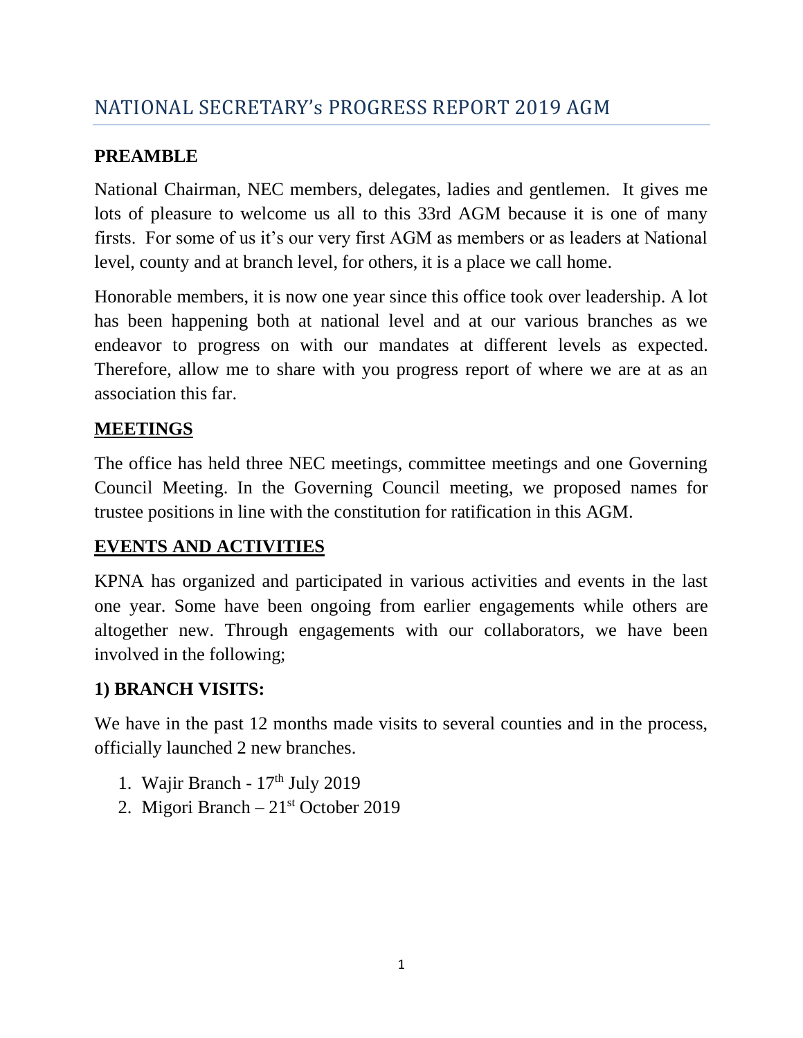# NATIONAL SECRETARY's PROGRESS REPORT 2019 AGM

**PREAMBLE**

National Chairman, NEC members, delegates, ladies and gentlemen. It gives me lots of pleasure to welcome us all to this 33rd AGM because it is one of many firsts. For some of us it's our very first AGM as members or as leaders at National level, county and at branch level, for others, it is a place we call home.

Honorable members, it is now one year since this office took over leadership. A lot has been happening both at national level and at our various branches as we endeavor to progress on with our mandates at different levels as expected. Therefore, allow me to share with you progress report of where we are at as an association this far.

**MEETINGS**

The office has held three NEC meetings, committee meetings and one Governing Council Meeting. In the Governing Council meeting, we proposed names for trustee positions in line with the constitution for ratification in this AGM.

**EVENTS AND ACTIVITIES**

KPNA has organized and participated in various activities and events in the last one year. Some have been ongoing from earlier engagements while others are altogether new. Through engagements with our collaborators, we have been involved in the following;

**1) BRANCH VISITS:**

We have in the past 12 months made visits to several counties and in the process, officially launched 2 new branches.

1. Wajir Branch - 17th July 2019
2. Migori Branch – 21st October 2019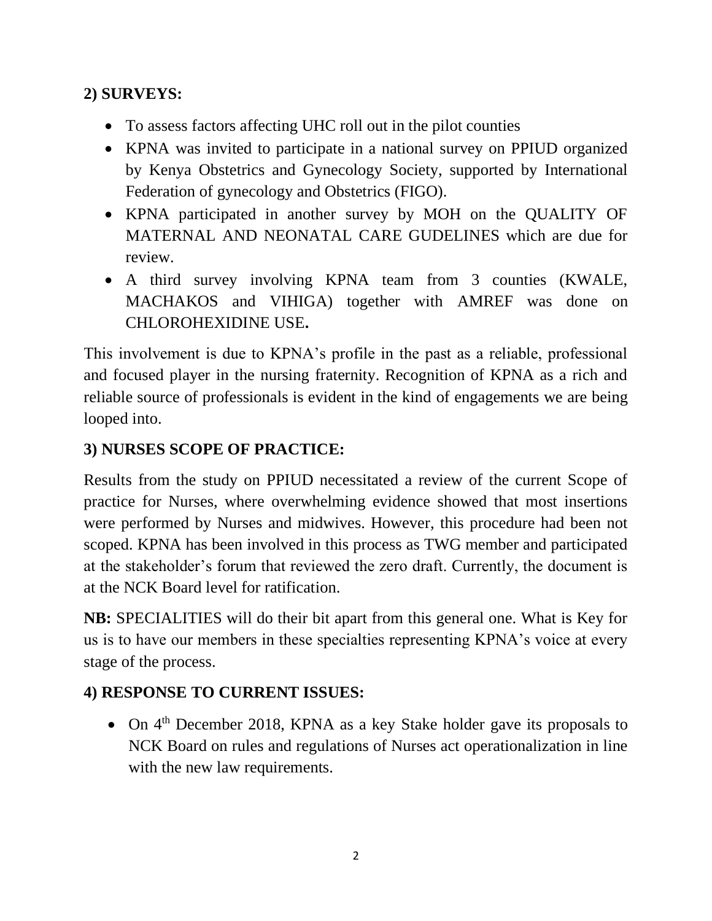## 2) SURVEYS:

- To assess factors affecting UHC roll out in the pilot counties
- KPNA was invited to participate in a national survey on PPIUD organized by Kenya Obstetrics and Gynecology Society, supported by International Federation of gynecology and Obstetrics (FIGO).
- KPNA participated in another survey by MOH on the QUALITY OF MATERNAL AND NEONATAL CARE GUDELINES which are due for review.
- A third survey involving KPNA team from 3 counties (KWALE, MACHAKOS and VIHIGA) together with AMREF was done on CHLOROHEXIDINE USE**.**

This involvement is due to KPNA's profile in the past as a reliable, professional and focused player in the nursing fraternity. Recognition of KPNA as a rich and reliable source of professionals is evident in the kind of engagements we are being looped into.

## 3) NURSES SCOPE OF PRACTICE:

Results from the study on PPIUD necessitated a review of the current Scope of practice for Nurses, where overwhelming evidence showed that most insertions were performed by Nurses and midwives. However, this procedure had been not scoped. KPNA has been involved in this process as TWG member and participated at the stakeholder's forum that reviewed the zero draft. Currently, the document is at the NCK Board level for ratification.

**NB:** SPECIALITIES will do their bit apart from this general one. What is Key for us is to have our members in these specialties representing KPNA's voice at every stage of the process.

## 4) RESPONSE TO CURRENT ISSUES:

- On 4th December 2018, KPNA as a key Stake holder gave its proposals to NCK Board on rules and regulations of Nurses act operationalization in line with the new law requirements.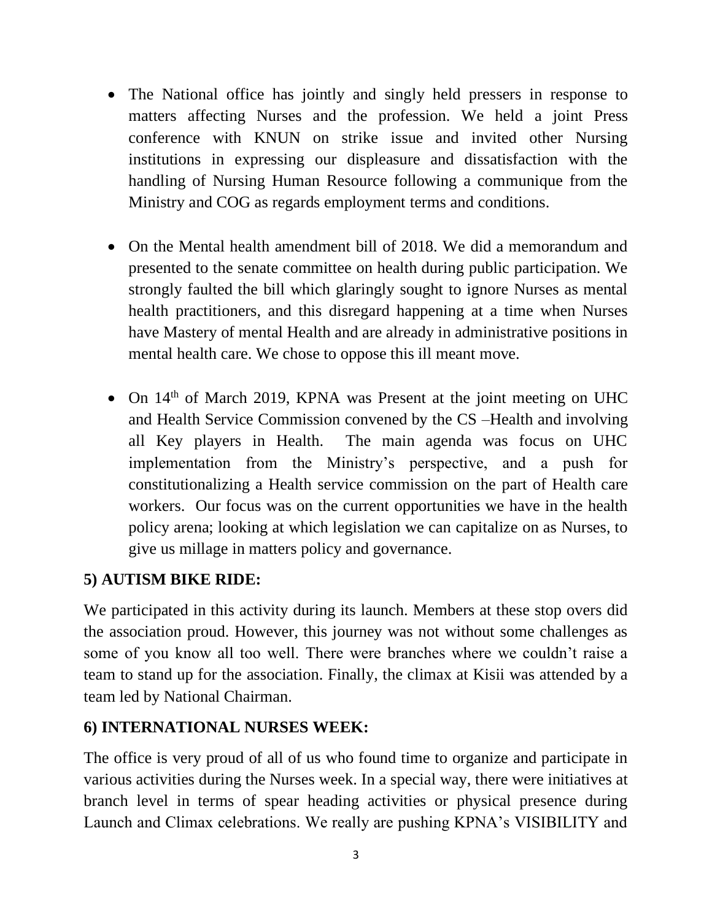- The National office has jointly and singly held pressers in response to matters affecting Nurses and the profession. We held a joint Press conference with KNUN on strike issue and invited other Nursing institutions in expressing our displeasure and dissatisfaction with the handling of Nursing Human Resource following a communique from the Ministry and COG as regards employment terms and conditions.

- On the Mental health amendment bill of 2018. We did a memorandum and presented to the senate committee on health during public participation. We strongly faulted the bill which glaringly sought to ignore Nurses as mental health practitioners, and this disregard happening at a time when Nurses have Mastery of mental Health and are already in administrative positions in mental health care. We chose to oppose this ill meant move.

- On 14th of March 2019, KPNA was Present at the joint meeting on UHC and Health Service Commission convened by the CS –Health and involving all Key players in Health. The main agenda was focus on UHC implementation from the Ministry's perspective, and a push for constitutionalizing a Health service commission on the part of Health care workers. Our focus was on the current opportunities we have in the health policy arena; looking at which legislation we can capitalize on as Nurses, to give us millage in matters policy and governance.

**5) AUTISM BIKE RIDE:**

We participated in this activity during its launch. Members at these stop overs did the association proud. However, this journey was not without some challenges as some of you know all too well. There were branches where we couldn't raise a team to stand up for the association. Finally, the climax at Kisii was attended by a team led by National Chairman.

**6) INTERNATIONAL NURSES WEEK:**

The office is very proud of all of us who found time to organize and participate in various activities during the Nurses week. In a special way, there were initiatives at branch level in terms of spear heading activities or physical presence during Launch and Climax celebrations. We really are pushing KPNA's VISIBILITY and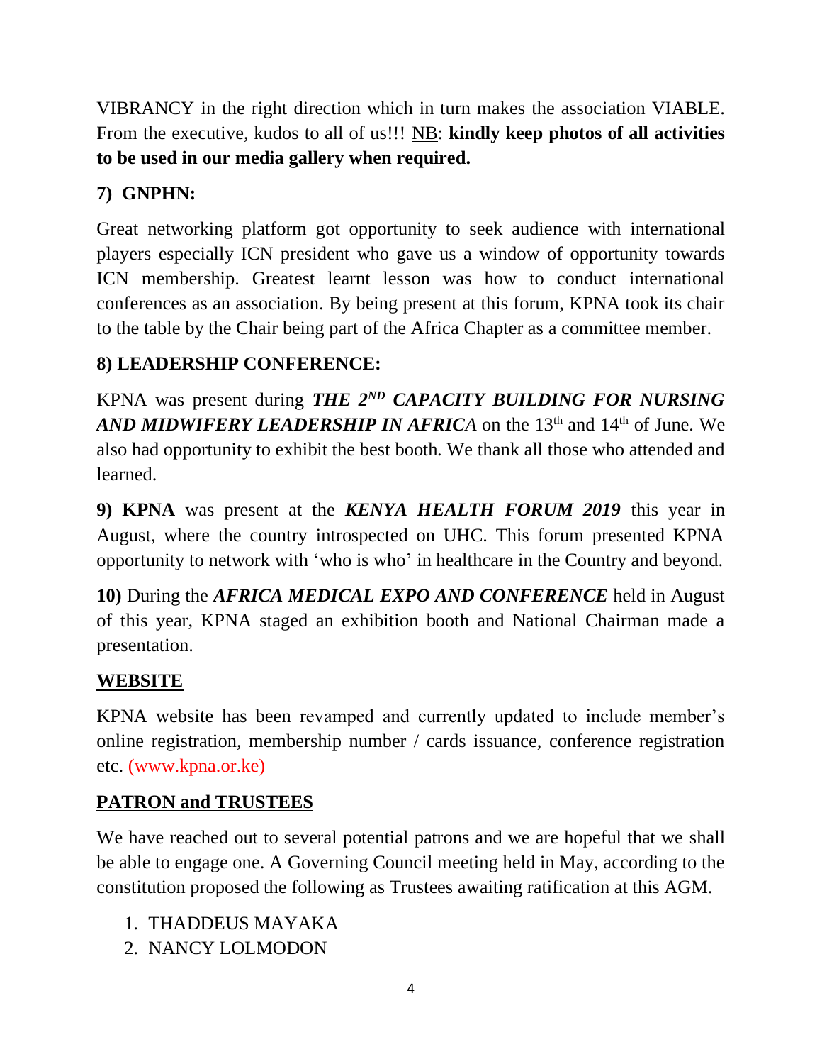VIBRANCY in the right direction which in turn makes the association VIABLE. From the executive, kudos to all of us!!! NB: **kindly keep photos of all activities to be used in our media gallery when required.**

**7) GNPHN:**

Great networking platform got opportunity to seek audience with international players especially ICN president who gave us a window of opportunity towards ICN membership. Greatest learnt lesson was how to conduct international conferences as an association. By being present at this forum, KPNA took its chair to the table by the Chair being part of the Africa Chapter as a committee member.

**8) LEADERSHIP CONFERENCE:**

KPNA was present during ***THE 2ND CAPACITY BUILDING FOR NURSING AND MIDWIFERY LEADERSHIP IN AFRICA*** on the 13th and 14th of June. We also had opportunity to exhibit the best booth. We thank all those who attended and learned.

**9) KPNA** was present at the ***KENYA HEALTH FORUM 2019*** this year in August, where the country introspected on UHC. This forum presented KPNA opportunity to network with 'who is who' in healthcare in the Country and beyond.

**10)** During the ***AFRICA MEDICAL EXPO AND CONFERENCE*** held in August of this year, KPNA staged an exhibition booth and National Chairman made a presentation.

## WEBSITE

KPNA website has been revamped and currently updated to include member's online registration, membership number / cards issuance, conference registration etc. (www.kpna.or.ke)

## PATRON and TRUSTEES

We have reached out to several potential patrons and we are hopeful that we shall be able to engage one. A Governing Council meeting held in May, according to the constitution proposed the following as Trustees awaiting ratification at this AGM.

1. THADDEUS MAYAKA
2. NANCY LOLMODON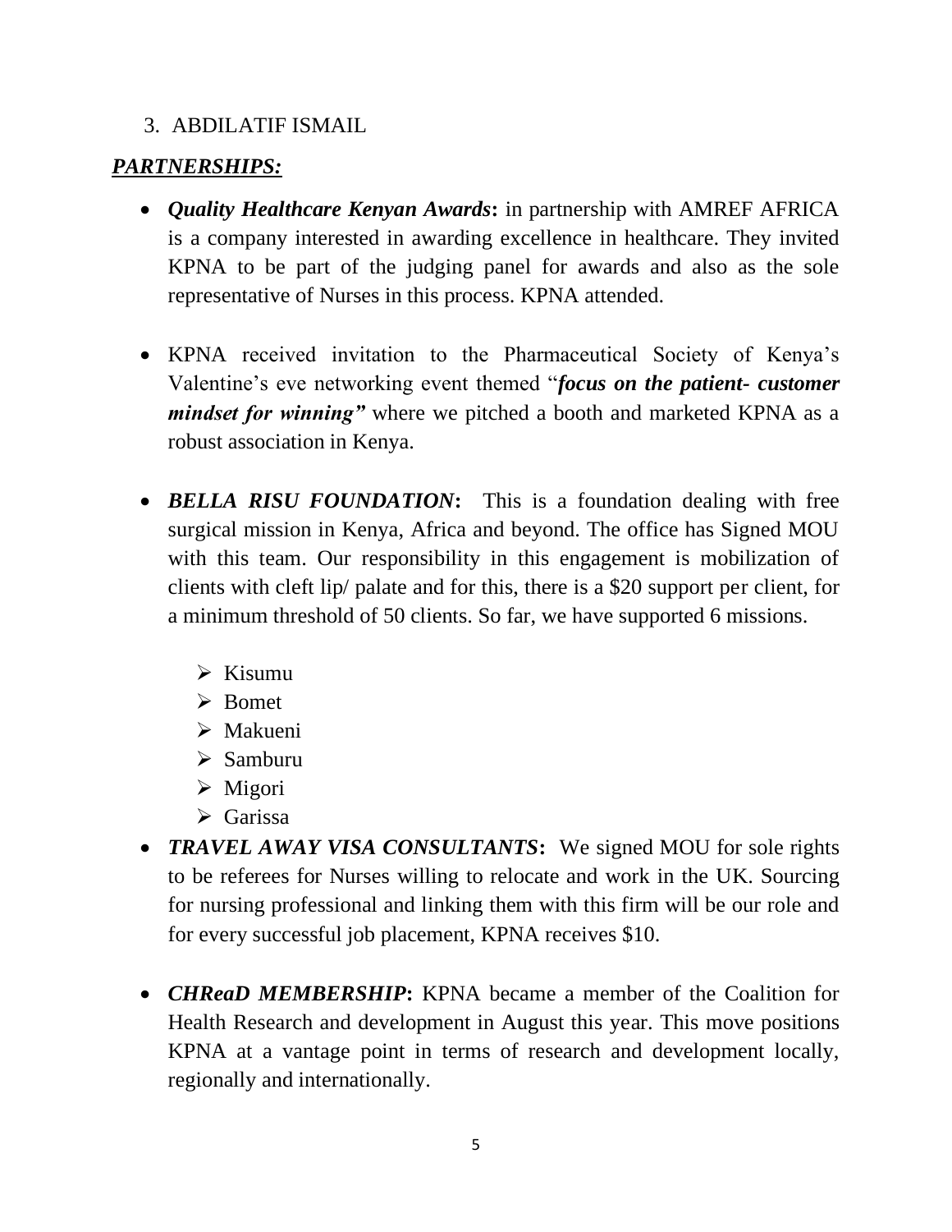3. ABDILATIF ISMAIL

## ***PARTNERSHIPS:***

- ***Quality Healthcare Kenyan Awards*:** in partnership with AMREF AFRICA is a company interested in awarding excellence in healthcare. They invited KPNA to be part of the judging panel for awards and also as the sole representative of Nurses in this process. KPNA attended.

- KPNA received invitation to the Pharmaceutical Society of Kenya's Valentine's eve networking event themed "***focus on the patient- customer mindset for winning"*** where we pitched a booth and marketed KPNA as a robust association in Kenya.

- ***BELLA RISU FOUNDATION*:** This is a foundation dealing with free surgical mission in Kenya, Africa and beyond. The office has Signed MOU with this team. Our responsibility in this engagement is mobilization of clients with cleft lip/ palate and for this, there is a $20 support per client, for a minimum threshold of 50 clients. So far, we have supported 6 missions.
    - Kisumu
    - Bomet
    - Makueni
    - Samburu
    - Migori
    - Garissa

- ***TRAVEL AWAY VISA CONSULTANTS*:** We signed MOU for sole rights to be referees for Nurses willing to relocate and work in the UK. Sourcing for nursing professional and linking them with this firm will be our role and for every successful job placement, KPNA receives $10.

- ***CHReaD MEMBERSHIP*:** KPNA became a member of the Coalition for Health Research and development in August this year. This move positions KPNA at a vantage point in terms of research and development locally, regionally and internationally.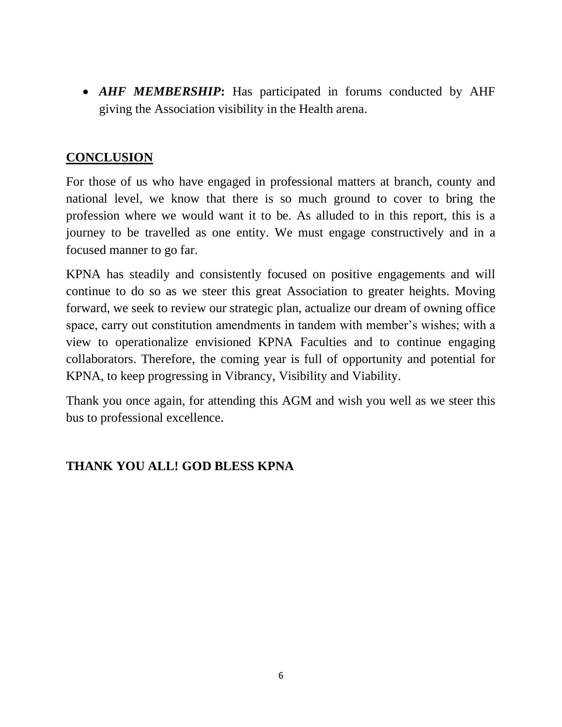- ***AHF MEMBERSHIP*****:** Has participated in forums conducted by AHF giving the Association visibility in the Health arena.

## CONCLUSION

For those of us who have engaged in professional matters at branch, county and national level, we know that there is so much ground to cover to bring the profession where we would want it to be. As alluded to in this report, this is a journey to be travelled as one entity. We must engage constructively and in a focused manner to go far.

KPNA has steadily and consistently focused on positive engagements and will continue to do so as we steer this great Association to greater heights. Moving forward, we seek to review our strategic plan, actualize our dream of owning office space, carry out constitution amendments in tandem with member's wishes; with a view to operationalize envisioned KPNA Faculties and to continue engaging collaborators. Therefore, the coming year is full of opportunity and potential for KPNA, to keep progressing in Vibrancy, Visibility and Viability.

Thank you once again, for attending this AGM and wish you well as we steer this bus to professional excellence.

**THANK YOU ALL! GOD BLESS KPNA**